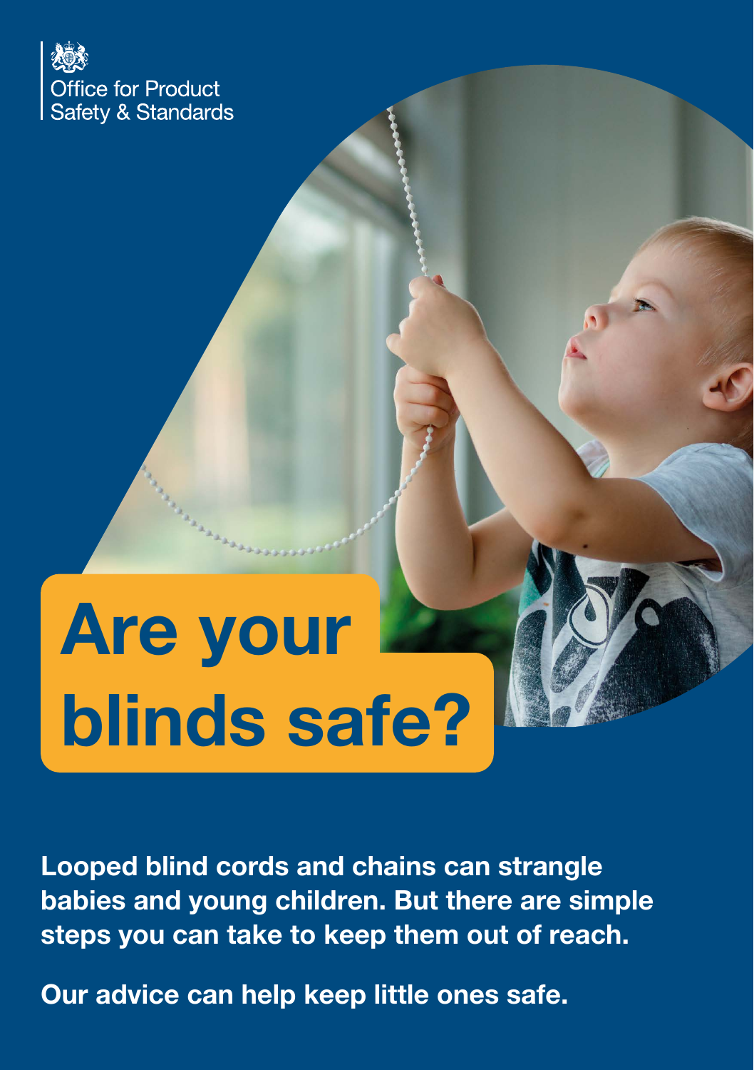Office for Product Safety & Standards

# Are your blinds safe?

**Looped blind cords and chains can strangle babies and young children. But there are simple steps you can take to keep them out of reach.**

**Our advice can help keep little ones safe.**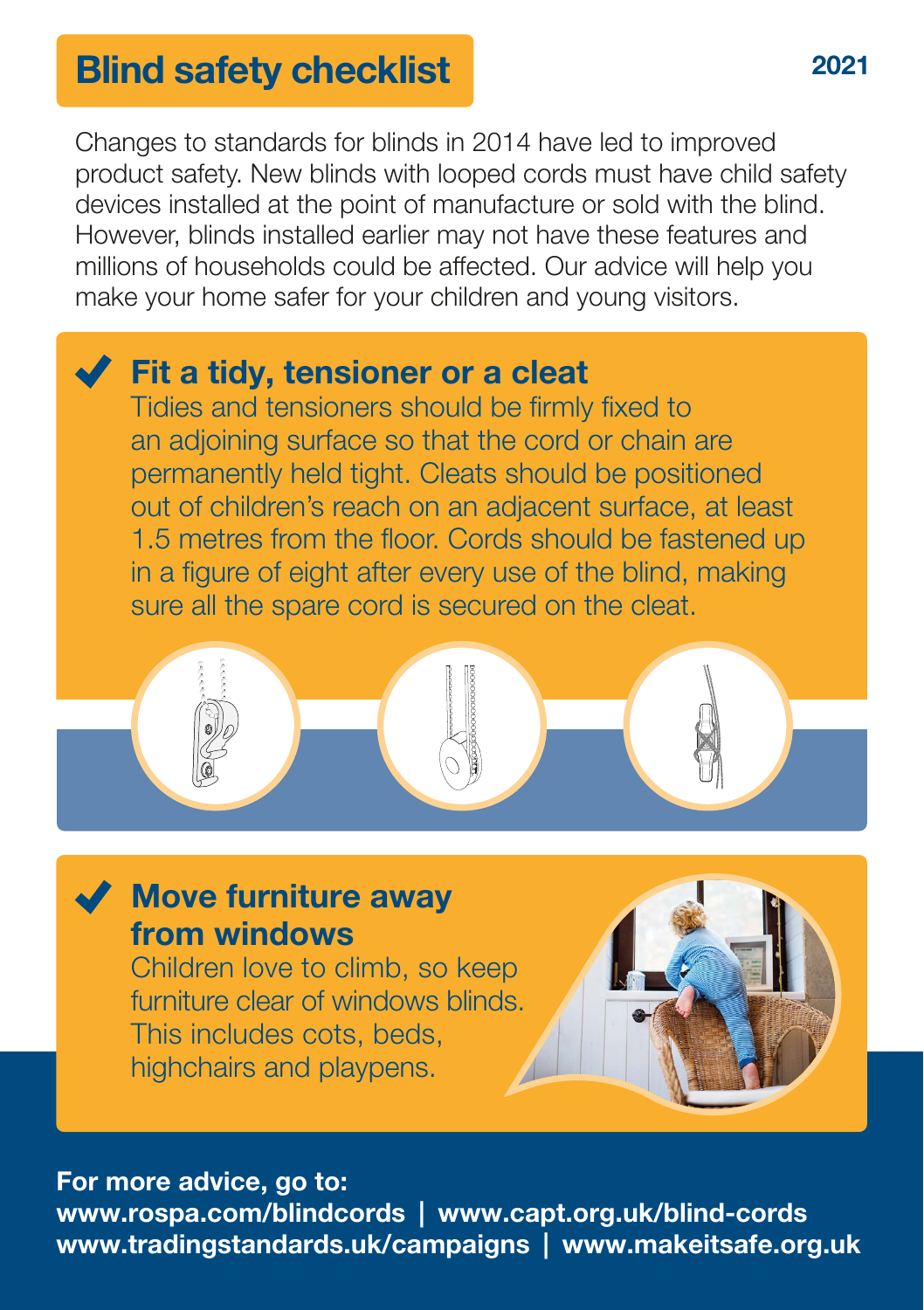# Blind safety checklist

2021

Changes to standards for blinds in 2014 have led to improved product safety. New blinds with looped cords must have child safety devices installed at the point of manufacture or sold with the blind. However, blinds installed earlier may not have these features and millions of households could be affected. Our advice will help you make your home safer for your children and young visitors.

## ✔ Fit a tidy, tensioner or a cleat

Tidies and tensioners should be firmly fixed to an adjoining surface so that the cord or chain are permanently held tight. Cleats should be positioned out of children's reach on an adjacent surface, at least 1.5 metres from the floor. Cords should be fastened up in a figure of eight after every use of the blind, making sure all the spare cord is secured on the cleat.

## ✔ Move furniture away from windows

Children love to climb, so keep furniture clear of windows blinds. This includes cots, beds, highchairs and playpens.

**For more advice, go to:**
**www.rospa.com/blindcords | www.capt.org.uk/blind-cords**
**www.tradingstandards.uk/campaigns | www.makeitsafe.org.uk**